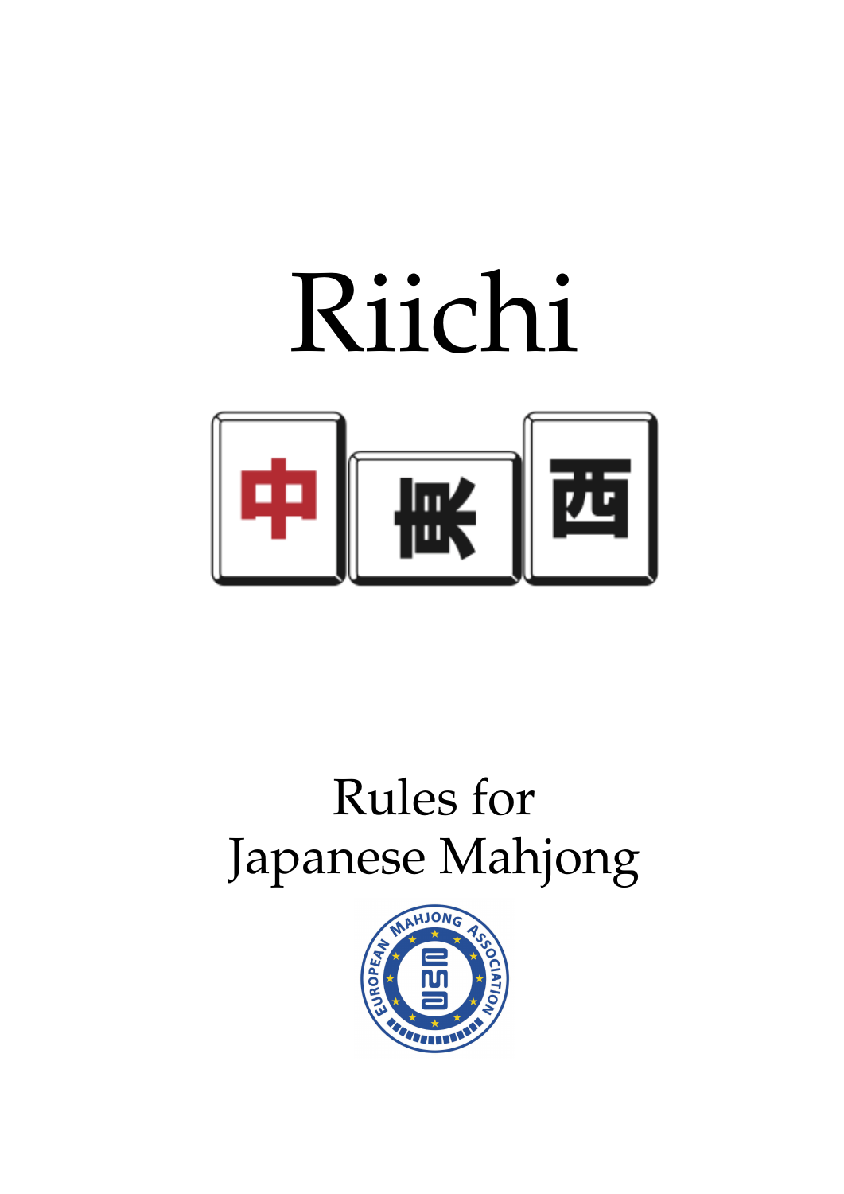# Riichi

中 東 西

## Rules for Japanese Mahjong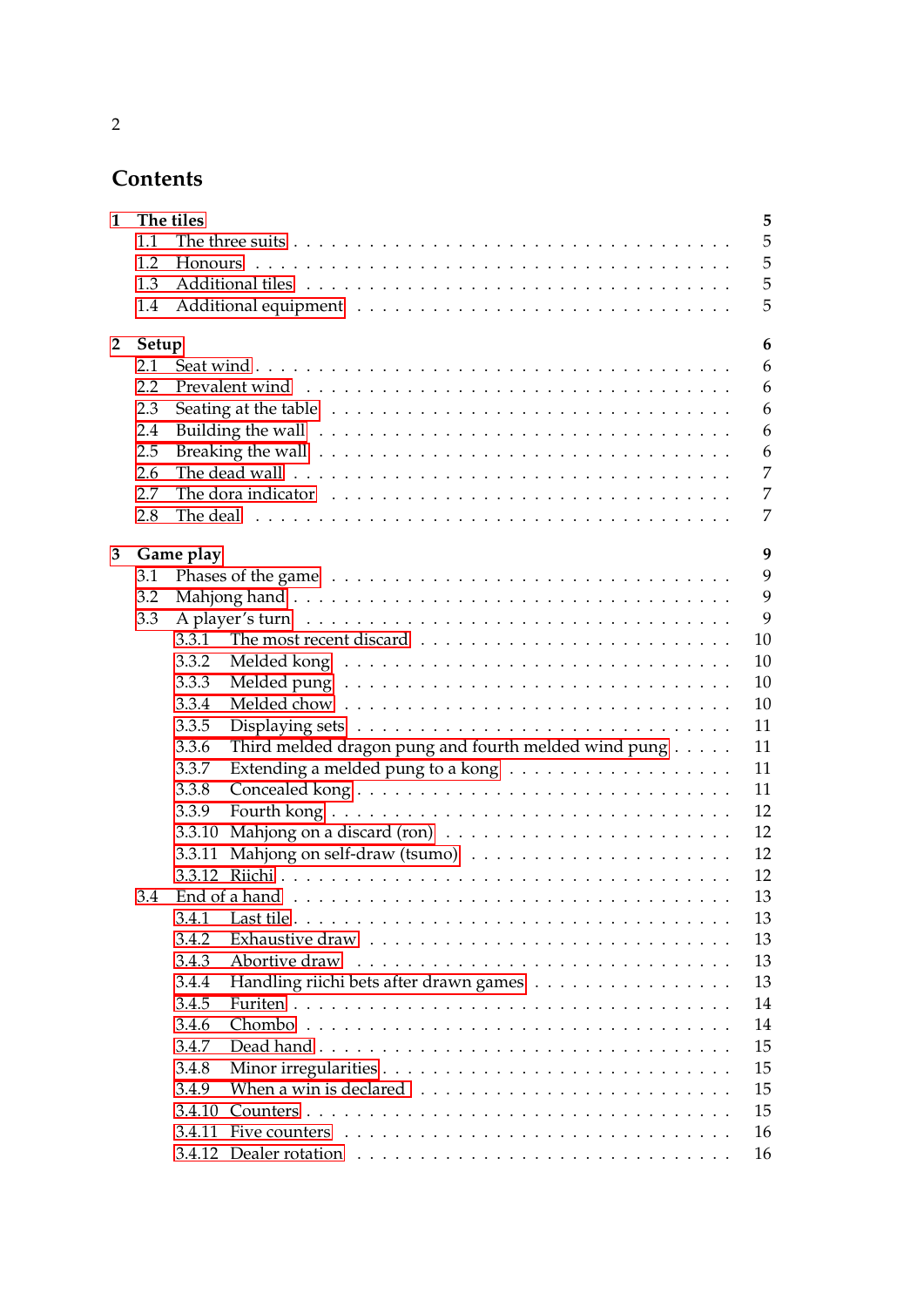# Contents

- 1 The tiles — 5
  - 1.1 The three suits — 5
  - 1.2 Honours — 5
  - 1.3 Additional tiles — 5
  - 1.4 Additional equipment — 5
- 2 Setup — 6
  - 2.1 Seat wind — 6
  - 2.2 Prevalent wind — 6
  - 2.3 Seating at the table — 6
  - 2.4 Building the wall — 6
  - 2.5 Breaking the wall — 6
  - 2.6 The dead wall — 7
  - 2.7 The dora indicator — 7
  - 2.8 The deal — 7
- 3 Game play — 9
  - 3.1 Phases of the game — 9
  - 3.2 Mahjong hand — 9
  - 3.3 A player's turn — 9
    - 3.3.1 The most recent discard — 10
    - 3.3.2 Melded kong — 10
    - 3.3.3 Melded pung — 10
    - 3.3.4 Melded chow — 10
    - 3.3.5 Displaying sets — 11
    - 3.3.6 Third melded dragon pung and fourth melded wind pung — 11
    - 3.3.7 Extending a melded pung to a kong — 11
    - 3.3.8 Concealed kong — 11
    - 3.3.9 Fourth kong — 12
    - 3.3.10 Mahjong on a discard (ron) — 12
    - 3.3.11 Mahjong on self-draw (tsumo) — 12
    - 3.3.12 Riichi — 12
  - 3.4 End of a hand — 13
    - 3.4.1 Last tile — 13
    - 3.4.2 Exhaustive draw — 13
    - 3.4.3 Abortive draw — 13
    - 3.4.4 Handling riichi bets after drawn games — 13
    - 3.4.5 Furiten — 14
    - 3.4.6 Chombo — 14
    - 3.4.7 Dead hand — 15
    - 3.4.8 Minor irregularities — 15
    - 3.4.9 When a win is declared — 15
    - 3.4.10 Counters — 15
    - 3.4.11 Five counters — 16
    - 3.4.12 Dealer rotation — 16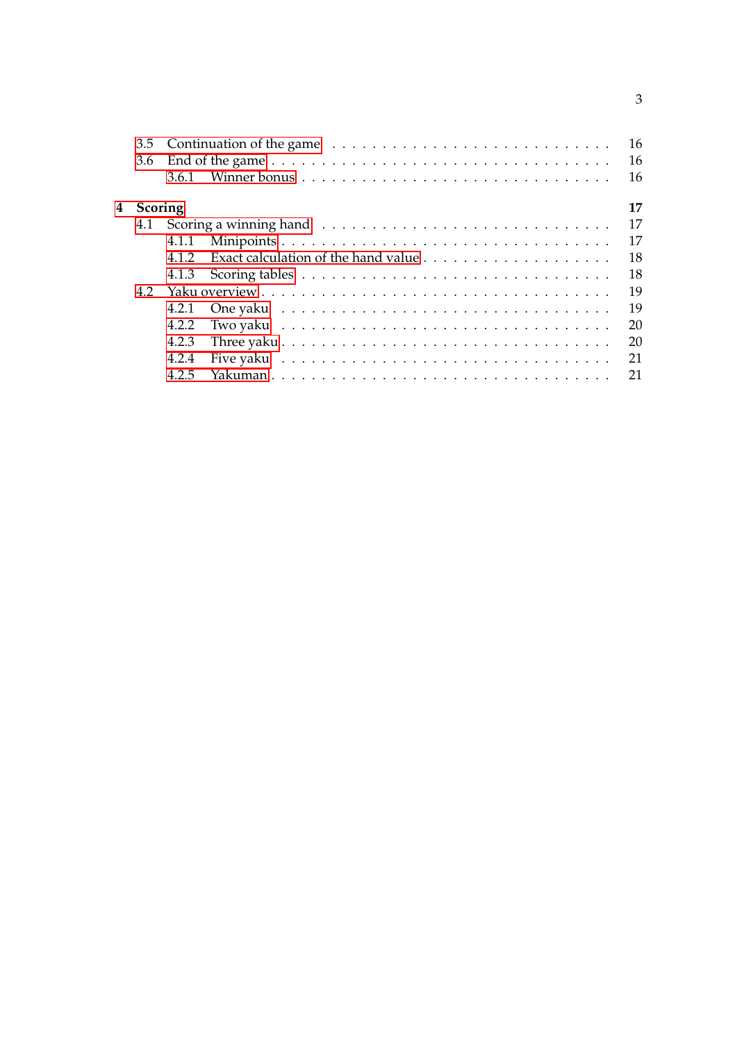- 3.5 Continuation of the game . . . 16
- 3.6 End of the game . . . 16
  - 3.6.1 Winner bonus . . . 16

**4 Scoring** **17**

- 4.1 Scoring a winning hand . . . 17
  - 4.1.1 Minipoints . . . 17
  - 4.1.2 Exact calculation of the hand value . . . 18
  - 4.1.3 Scoring tables . . . 18
- 4.2 Yaku overview . . . 19
  - 4.2.1 One yaku . . . 19
  - 4.2.2 Two yaku . . . 20
  - 4.2.3 Three yaku . . . 20
  - 4.2.4 Five yaku . . . 21
  - 4.2.5 Yakuman . . . 21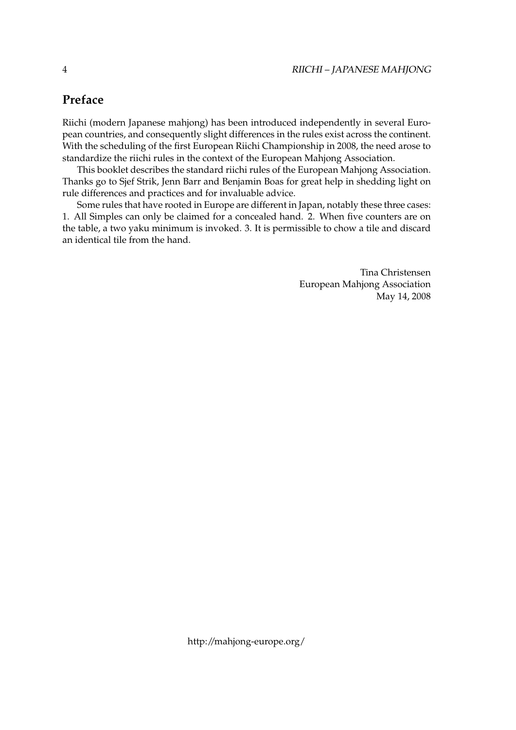## Preface

Riichi (modern Japanese mahjong) has been introduced independently in several European countries, and consequently slight differences in the rules exist across the continent. With the scheduling of the first European Riichi Championship in 2008, the need arose to standardize the riichi rules in the context of the European Mahjong Association.

This booklet describes the standard riichi rules of the European Mahjong Association. Thanks go to Sjef Strik, Jenn Barr and Benjamin Boas for great help in shedding light on rule differences and practices and for invaluable advice.

Some rules that have rooted in Europe are different in Japan, notably these three cases: 1. All Simples can only be claimed for a concealed hand. 2. When five counters are on the table, a two yaku minimum is invoked. 3. It is permissible to chow a tile and discard an identical tile from the hand.

Tina Christensen
European Mahjong Association
May 14, 2008

http://mahjong-europe.org/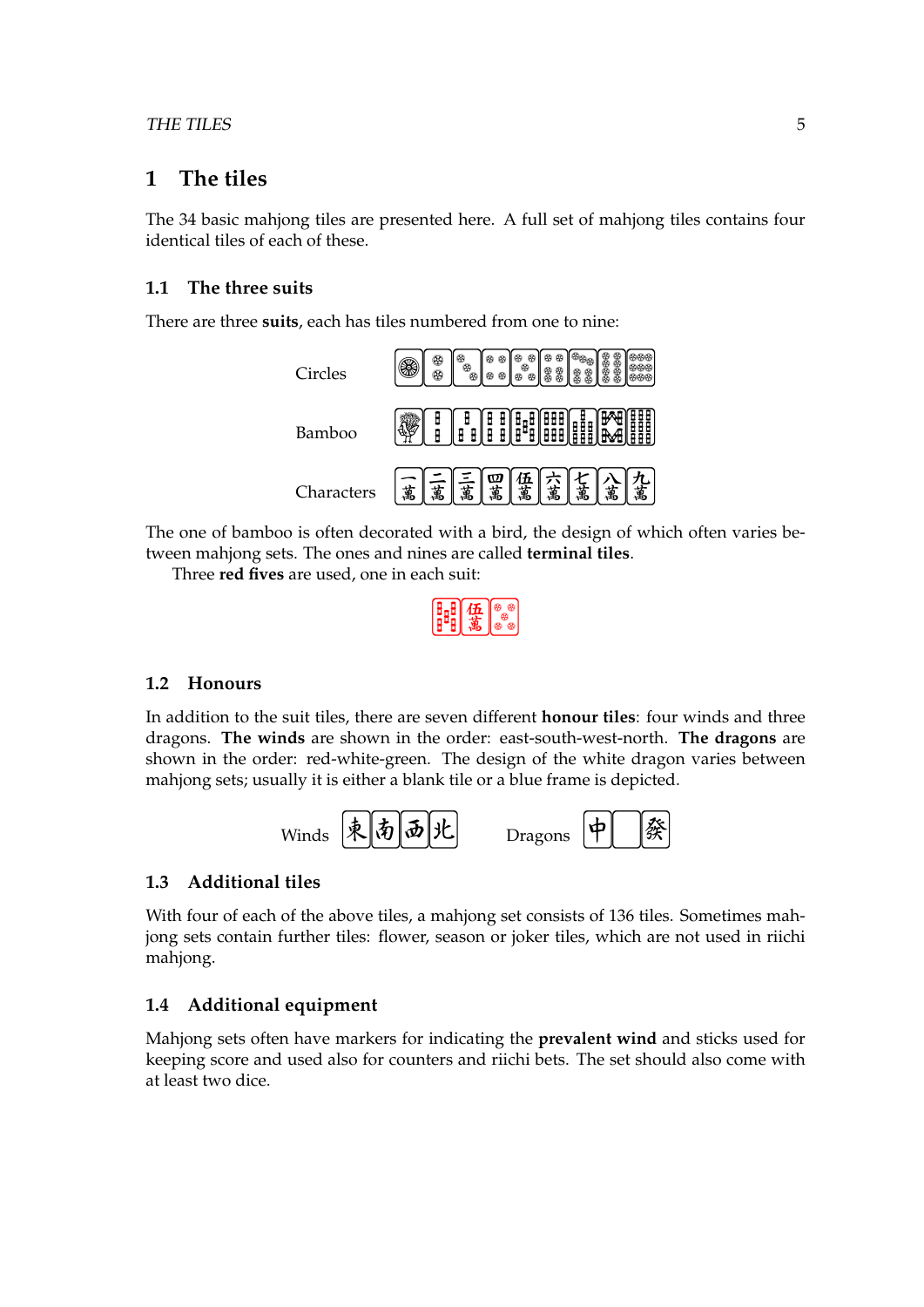# 1 The tiles

The 34 basic mahjong tiles are presented here. A full set of mahjong tiles contains four identical tiles of each of these.

## 1.1 The three suits

There are three **suits**, each has tiles numbered from one to nine:

Circles

Bamboo

Characters

The one of bamboo is often decorated with a bird, the design of which often varies between mahjong sets. The ones and nines are called **terminal tiles**.

Three **red fives** are used, one in each suit:

## 1.2 Honours

In addition to the suit tiles, there are seven different **honour tiles**: four winds and three dragons. **The winds** are shown in the order: east-south-west-north. **The dragons** are shown in the order: red-white-green. The design of the white dragon varies between mahjong sets; usually it is either a blank tile or a blue frame is depicted.

Winds 東南西北 Dragons 中 發

## 1.3 Additional tiles

With four of each of the above tiles, a mahjong set consists of 136 tiles. Sometimes mahjong sets contain further tiles: flower, season or joker tiles, which are not used in riichi mahjong.

## 1.4 Additional equipment

Mahjong sets often have markers for indicating the **prevalent wind** and sticks used for keeping score and used also for counters and riichi bets. The set should also come with at least two dice.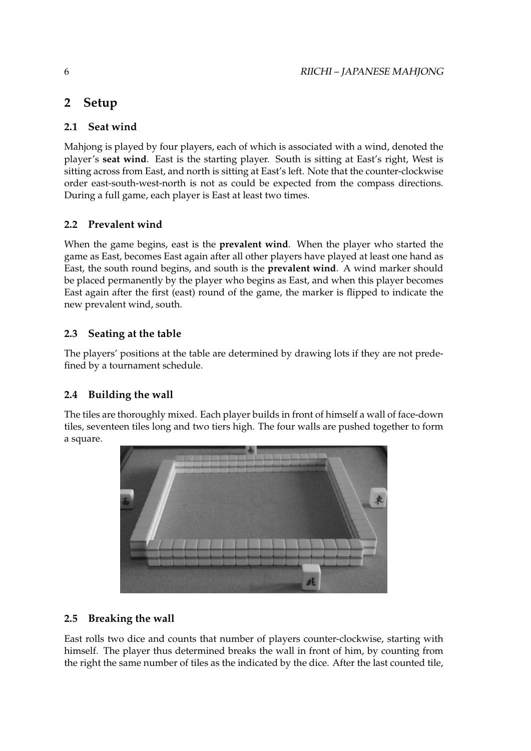# 2 Setup

## 2.1 Seat wind

Mahjong is played by four players, each of which is associated with a wind, denoted the player's **seat wind**. East is the starting player. South is sitting at East's right, West is sitting across from East, and north is sitting at East's left. Note that the counter-clockwise order east-south-west-north is not as could be expected from the compass directions. During a full game, each player is East at least two times.

## 2.2 Prevalent wind

When the game begins, east is the **prevalent wind**. When the player who started the game as East, becomes East again after all other players have played at least one hand as East, the south round begins, and south is the **prevalent wind**. A wind marker should be placed permanently by the player who begins as East, and when this player becomes East again after the first (east) round of the game, the marker is flipped to indicate the new prevalent wind, south.

## 2.3 Seating at the table

The players' positions at the table are determined by drawing lots if they are not predefined by a tournament schedule.

## 2.4 Building the wall

The tiles are thoroughly mixed. Each player builds in front of himself a wall of face-down tiles, seventeen tiles long and two tiers high. The four walls are pushed together to form a square.

## 2.5 Breaking the wall

East rolls two dice and counts that number of players counter-clockwise, starting with himself. The player thus determined breaks the wall in front of him, by counting from the right the same number of tiles as the indicated by the dice. After the last counted tile,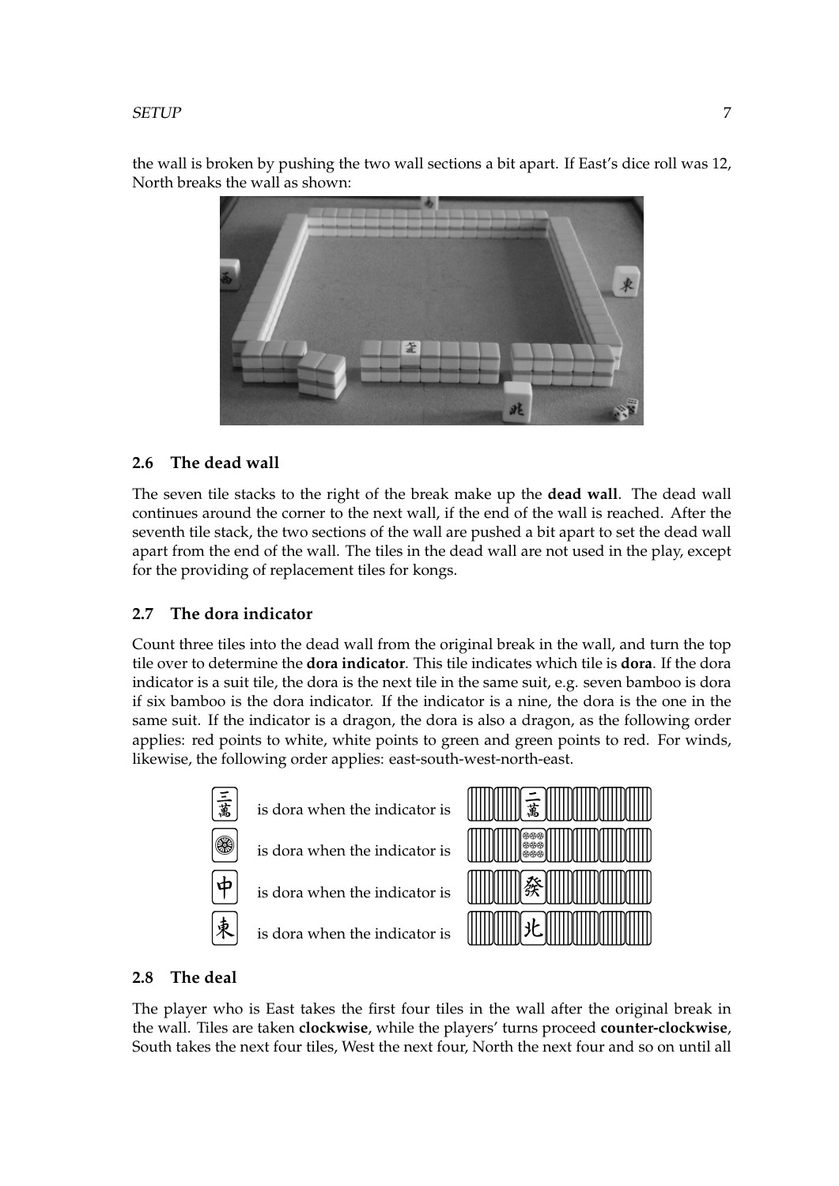the wall is broken by pushing the two wall sections a bit apart. If East's dice roll was 12, North breaks the wall as shown:

## 2.6 The dead wall

The seven tile stacks to the right of the break make up the **dead wall**. The dead wall continues around the corner to the next wall, if the end of the wall is reached. After the seventh tile stack, the two sections of the wall are pushed a bit apart to set the dead wall apart from the end of the wall. The tiles in the dead wall are not used in the play, except for the providing of replacement tiles for kongs.

## 2.7 The dora indicator

Count three tiles into the dead wall from the original break in the wall, and turn the top tile over to determine the **dora indicator**. This tile indicates which tile is **dora**. If the dora indicator is a suit tile, the dora is the next tile in the same suit, e.g. seven bamboo is dora if six bamboo is the dora indicator. If the indicator is a nine, the dora is the one in the same suit. If the indicator is a dragon, the dora is also a dragon, as the following order applies: red points to white, white points to green and green points to red. For winds, likewise, the following order applies: east-south-west-north-east.

三萬 is dora when the indicator is 二萬

(one circle) is dora when the indicator is (nine circles)

中 is dora when the indicator is 發

東 is dora when the indicator is 北

## 2.8 The deal

The player who is East takes the first four tiles in the wall after the original break in the wall. Tiles are taken **clockwise**, while the players' turns proceed **counter-clockwise**, South takes the next four tiles, West the next four, North the next four and so on until all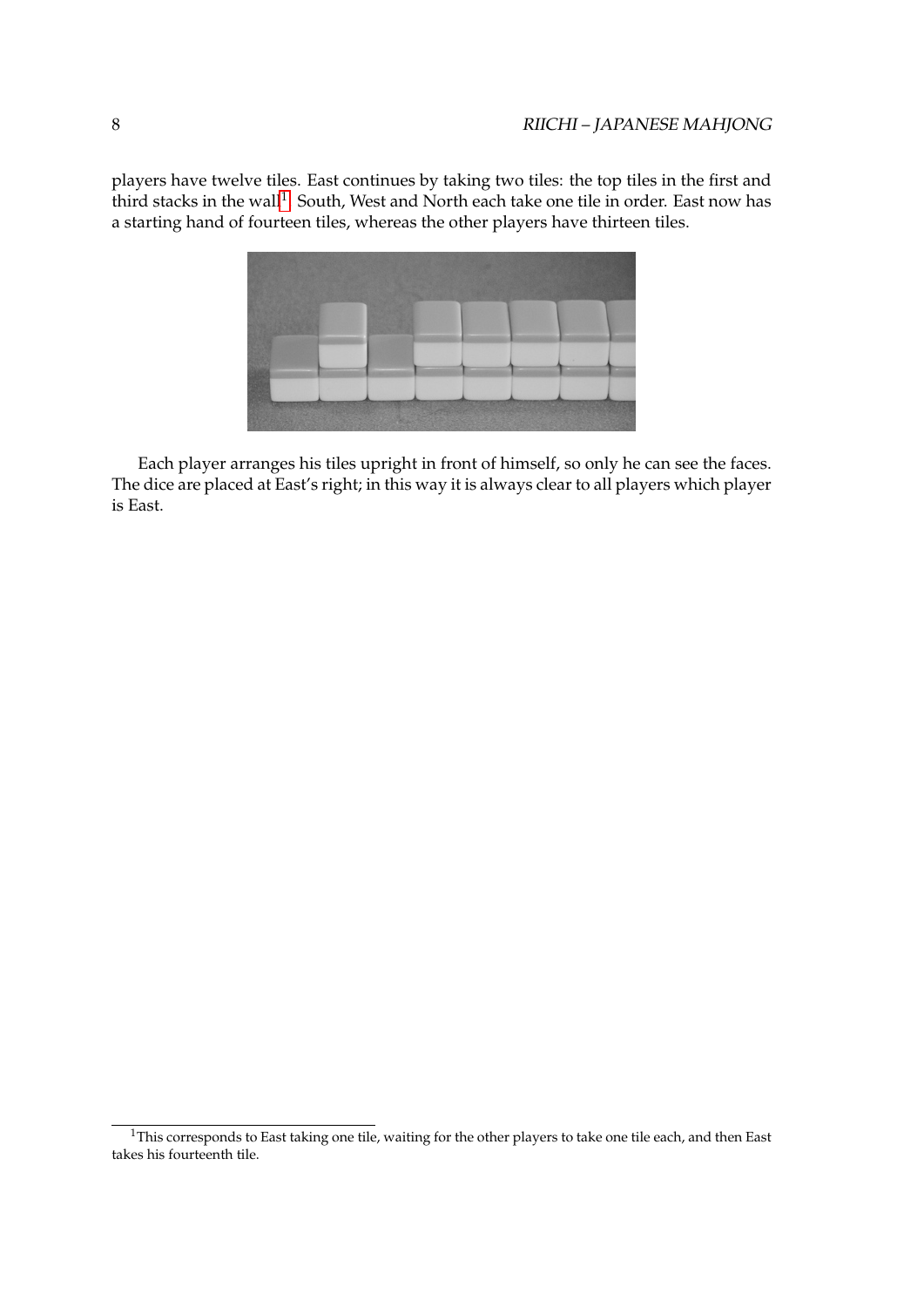players have twelve tiles. East continues by taking two tiles: the top tiles in the first and third stacks in the wall[1]. South, West and North each take one tile in order. East now has a starting hand of fourteen tiles, whereas the other players have thirteen tiles.

Each player arranges his tiles upright in front of himself, so only he can see the faces. The dice are placed at East's right; in this way it is always clear to all players which player is East.

[1] This corresponds to East taking one tile, waiting for the other players to take one tile each, and then East takes his fourteenth tile.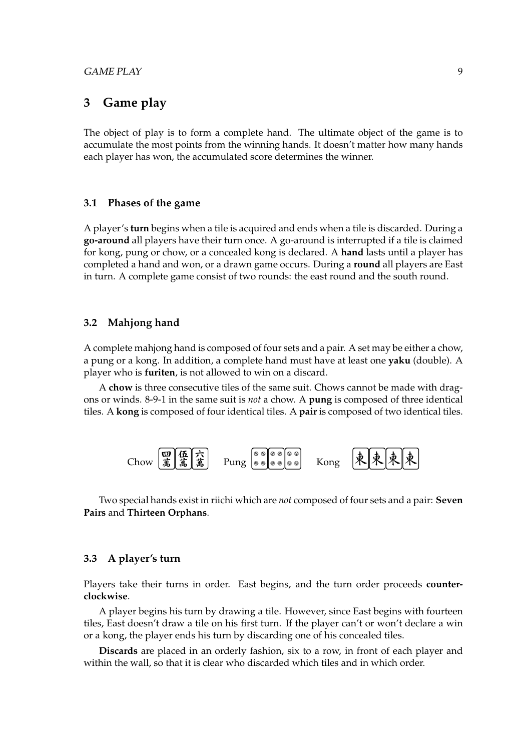# 3 Game play

The object of play is to form a complete hand. The ultimate object of the game is to accumulate the most points from the winning hands. It doesn't matter how many hands each player has won, the accumulated score determines the winner.

## 3.1 Phases of the game

A player's **turn** begins when a tile is acquired and ends when a tile is discarded. During a **go-around** all players have their turn once. A go-around is interrupted if a tile is claimed for kong, pung or chow, or a concealed kong is declared. A **hand** lasts until a player has completed a hand and won, or a drawn game occurs. During a **round** all players are East in turn. A complete game consist of two rounds: the east round and the south round.

## 3.2 Mahjong hand

A complete mahjong hand is composed of four sets and a pair. A set may be either a chow, a pung or a kong. In addition, a complete hand must have at least one **yaku** (double). A player who is **furiten**, is not allowed to win on a discard.

A **chow** is three consecutive tiles of the same suit. Chows cannot be made with dragons or winds. 8-9-1 in the same suit is *not* a chow. A **pung** is composed of three identical tiles. A **kong** is composed of four identical tiles. A **pair** is composed of two identical tiles.

Chow 四萬 伍萬 六萬 Pung Kong 東東東東

Two special hands exist in riichi which are *not* composed of four sets and a pair: **Seven Pairs** and **Thirteen Orphans**.

## 3.3 A player's turn

Players take their turns in order. East begins, and the turn order proceeds **counter-clockwise**.

A player begins his turn by drawing a tile. However, since East begins with fourteen tiles, East doesn't draw a tile on his first turn. If the player can't or won't declare a win or a kong, the player ends his turn by discarding one of his concealed tiles.

**Discards** are placed in an orderly fashion, six to a row, in front of each player and within the wall, so that it is clear who discarded which tiles and in which order.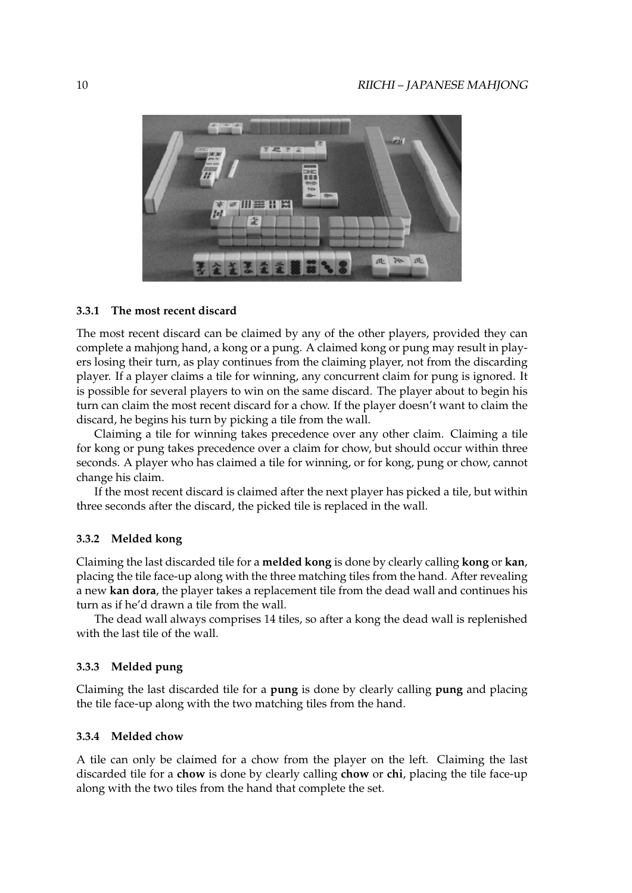### 3.3.1 The most recent discard

The most recent discard can be claimed by any of the other players, provided they can complete a mahjong hand, a kong or a pung. A claimed kong or pung may result in players losing their turn, as play continues from the claiming player, not from the discarding player. If a player claims a tile for winning, any concurrent claim for pung is ignored. It is possible for several players to win on the same discard. The player about to begin his turn can claim the most recent discard for a chow. If the player doesn't want to claim the discard, he begins his turn by picking a tile from the wall.

Claiming a tile for winning takes precedence over any other claim. Claiming a tile for kong or pung takes precedence over a claim for chow, but should occur within three seconds. A player who has claimed a tile for winning, or for kong, pung or chow, cannot change his claim.

If the most recent discard is claimed after the next player has picked a tile, but within three seconds after the discard, the picked tile is replaced in the wall.

### 3.3.2 Melded kong

Claiming the last discarded tile for a **melded kong** is done by clearly calling **kong** or **kan**, placing the tile face-up along with the three matching tiles from the hand. After revealing a new **kan dora**, the player takes a replacement tile from the dead wall and continues his turn as if he'd drawn a tile from the wall.

The dead wall always comprises 14 tiles, so after a kong the dead wall is replenished with the last tile of the wall.

### 3.3.3 Melded pung

Claiming the last discarded tile for a **pung** is done by clearly calling **pung** and placing the tile face-up along with the two matching tiles from the hand.

### 3.3.4 Melded chow

A tile can only be claimed for a chow from the player on the left. Claiming the last discarded tile for a **chow** is done by clearly calling **chow** or **chi**, placing the tile face-up along with the two tiles from the hand that complete the set.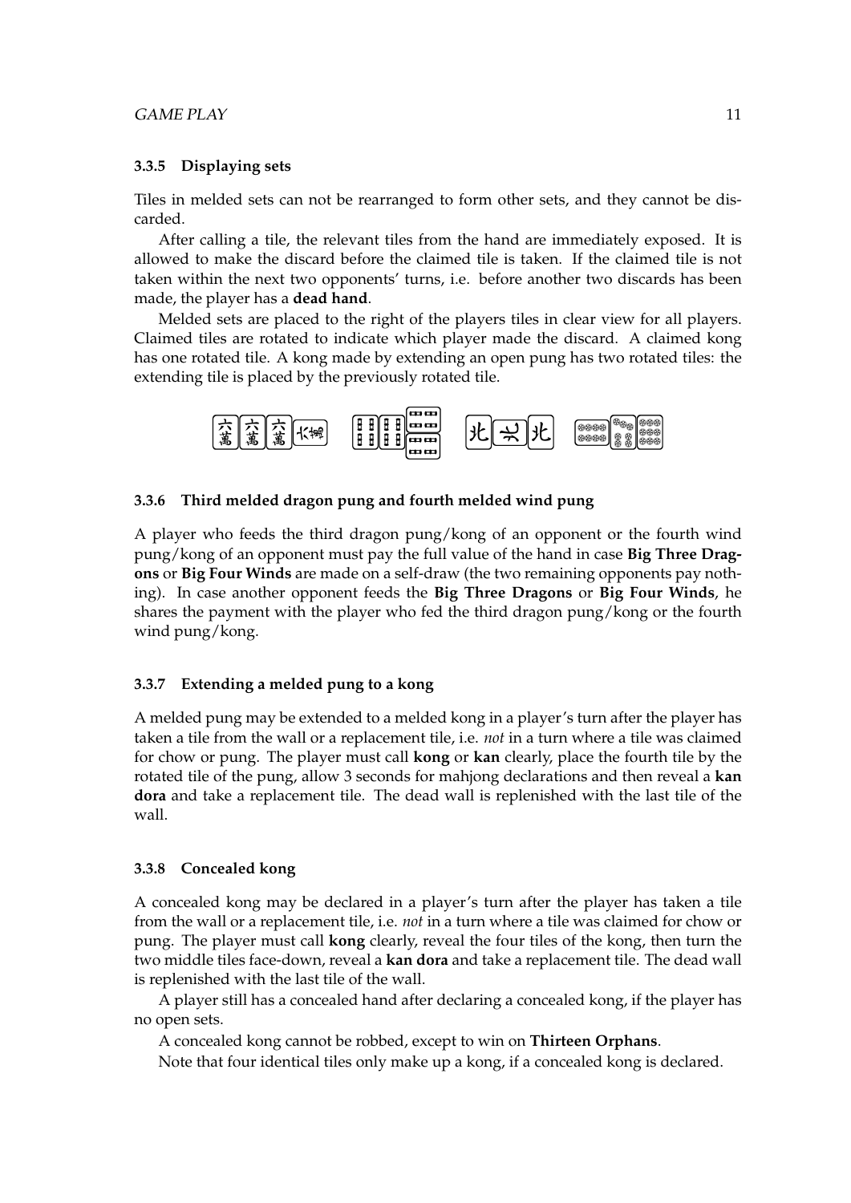### 3.3.5 Displaying sets

Tiles in melded sets can not be rearranged to form other sets, and they cannot be discarded.

After calling a tile, the relevant tiles from the hand are immediately exposed. It is allowed to make the discard before the claimed tile is taken. If the claimed tile is not taken within the next two opponents' turns, i.e. before another two discards has been made, the player has a **dead hand**.

Melded sets are placed to the right of the players tiles in clear view for all players. Claimed tiles are rotated to indicate which player made the discard. A claimed kong has one rotated tile. A kong made by extending an open pung has two rotated tiles: the extending tile is placed by the previously rotated tile.

### 3.3.6 Third melded dragon pung and fourth melded wind pung

A player who feeds the third dragon pung/kong of an opponent or the fourth wind pung/kong of an opponent must pay the full value of the hand in case **Big Three Dragons** or **Big Four Winds** are made on a self-draw (the two remaining opponents pay nothing). In case another opponent feeds the **Big Three Dragons** or **Big Four Winds**, he shares the payment with the player who fed the third dragon pung/kong or the fourth wind pung/kong.

### 3.3.7 Extending a melded pung to a kong

A melded pung may be extended to a melded kong in a player's turn after the player has taken a tile from the wall or a replacement tile, i.e. *not* in a turn where a tile was claimed for chow or pung. The player must call **kong** or **kan** clearly, place the fourth tile by the rotated tile of the pung, allow 3 seconds for mahjong declarations and then reveal a **kan dora** and take a replacement tile. The dead wall is replenished with the last tile of the wall.

### 3.3.8 Concealed kong

A concealed kong may be declared in a player's turn after the player has taken a tile from the wall or a replacement tile, i.e. *not* in a turn where a tile was claimed for chow or pung. The player must call **kong** clearly, reveal the four tiles of the kong, then turn the two middle tiles face-down, reveal a **kan dora** and take a replacement tile. The dead wall is replenished with the last tile of the wall.

A player still has a concealed hand after declaring a concealed kong, if the player has no open sets.

A concealed kong cannot be robbed, except to win on **Thirteen Orphans**.

Note that four identical tiles only make up a kong, if a concealed kong is declared.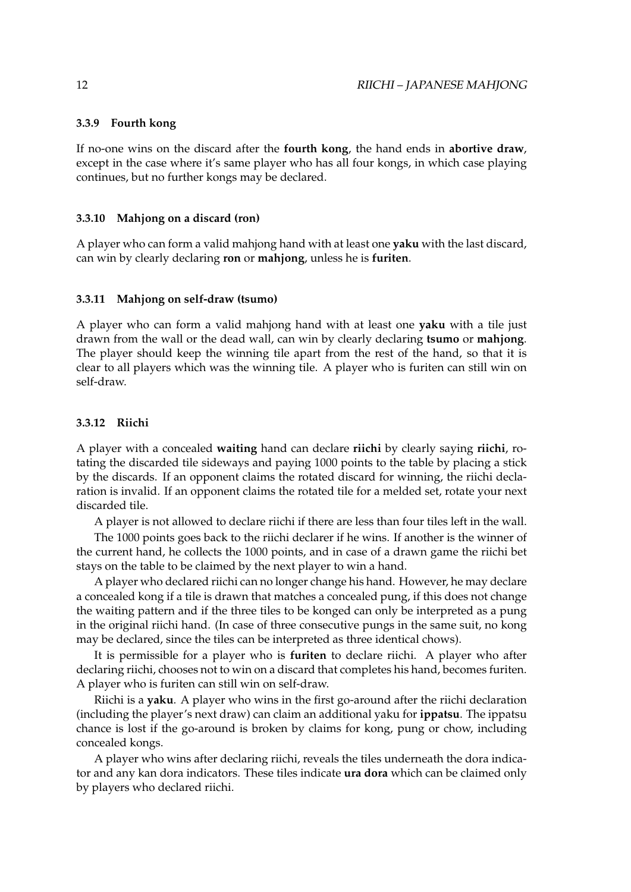#### 3.3.9 Fourth kong

If no-one wins on the discard after the **fourth kong**, the hand ends in **abortive draw**, except in the case where it's same player who has all four kongs, in which case playing continues, but no further kongs may be declared.

#### 3.3.10 Mahjong on a discard (ron)

A player who can form a valid mahjong hand with at least one **yaku** with the last discard, can win by clearly declaring **ron** or **mahjong**, unless he is **furiten**.

#### 3.3.11 Mahjong on self-draw (tsumo)

A player who can form a valid mahjong hand with at least one **yaku** with a tile just drawn from the wall or the dead wall, can win by clearly declaring **tsumo** or **mahjong**. The player should keep the winning tile apart from the rest of the hand, so that it is clear to all players which was the winning tile. A player who is furiten can still win on self-draw.

#### 3.3.12 Riichi

A player with a concealed **waiting** hand can declare **riichi** by clearly saying **riichi**, rotating the discarded tile sideways and paying 1000 points to the table by placing a stick by the discards. If an opponent claims the rotated discard for winning, the riichi declaration is invalid. If an opponent claims the rotated tile for a melded set, rotate your next discarded tile.

A player is not allowed to declare riichi if there are less than four tiles left in the wall.

The 1000 points goes back to the riichi declarer if he wins. If another is the winner of the current hand, he collects the 1000 points, and in case of a drawn game the riichi bet stays on the table to be claimed by the next player to win a hand.

A player who declared riichi can no longer change his hand. However, he may declare a concealed kong if a tile is drawn that matches a concealed pung, if this does not change the waiting pattern and if the three tiles to be konged can only be interpreted as a pung in the original riichi hand. (In case of three consecutive pungs in the same suit, no kong may be declared, since the tiles can be interpreted as three identical chows).

It is permissible for a player who is **furiten** to declare riichi. A player who after declaring riichi, chooses not to win on a discard that completes his hand, becomes furiten. A player who is furiten can still win on self-draw.

Riichi is a **yaku**. A player who wins in the first go-around after the riichi declaration (including the player's next draw) can claim an additional yaku for **ippatsu**. The ippatsu chance is lost if the go-around is broken by claims for kong, pung or chow, including concealed kongs.

A player who wins after declaring riichi, reveals the tiles underneath the dora indicator and any kan dora indicators. These tiles indicate **ura dora** which can be claimed only by players who declared riichi.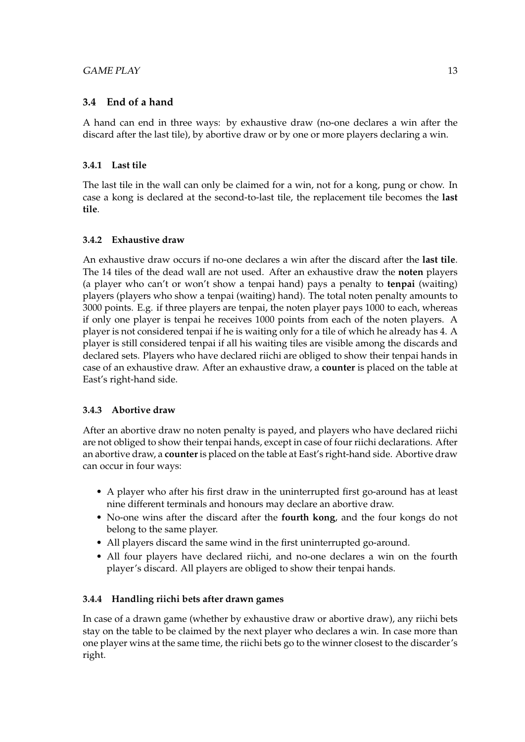## 3.4 End of a hand

A hand can end in three ways: by exhaustive draw (no-one declares a win after the discard after the last tile), by abortive draw or by one or more players declaring a win.

### 3.4.1 Last tile

The last tile in the wall can only be claimed for a win, not for a kong, pung or chow. In case a kong is declared at the second-to-last tile, the replacement tile becomes the **last tile**.

### 3.4.2 Exhaustive draw

An exhaustive draw occurs if no-one declares a win after the discard after the **last tile**. The 14 tiles of the dead wall are not used. After an exhaustive draw the **noten** players (a player who can't or won't show a tenpai hand) pays a penalty to **tenpai** (waiting) players (players who show a tenpai (waiting) hand). The total noten penalty amounts to 3000 points. E.g. if three players are tenpai, the noten player pays 1000 to each, whereas if only one player is tenpai he receives 1000 points from each of the noten players. A player is not considered tenpai if he is waiting only for a tile of which he already has 4. A player is still considered tenpai if all his waiting tiles are visible among the discards and declared sets. Players who have declared riichi are obliged to show their tenpai hands in case of an exhaustive draw. After an exhaustive draw, a **counter** is placed on the table at East's right-hand side.

### 3.4.3 Abortive draw

After an abortive draw no noten penalty is payed, and players who have declared riichi are not obliged to show their tenpai hands, except in case of four riichi declarations. After an abortive draw, a **counter** is placed on the table at East's right-hand side. Abortive draw can occur in four ways:

- A player who after his first draw in the uninterrupted first go-around has at least nine different terminals and honours may declare an abortive draw.
- No-one wins after the discard after the **fourth kong**, and the four kongs do not belong to the same player.
- All players discard the same wind in the first uninterrupted go-around.
- All four players have declared riichi, and no-one declares a win on the fourth player's discard. All players are obliged to show their tenpai hands.

### 3.4.4 Handling riichi bets after drawn games

In case of a drawn game (whether by exhaustive draw or abortive draw), any riichi bets stay on the table to be claimed by the next player who declares a win. In case more than one player wins at the same time, the riichi bets go to the winner closest to the discarder's right.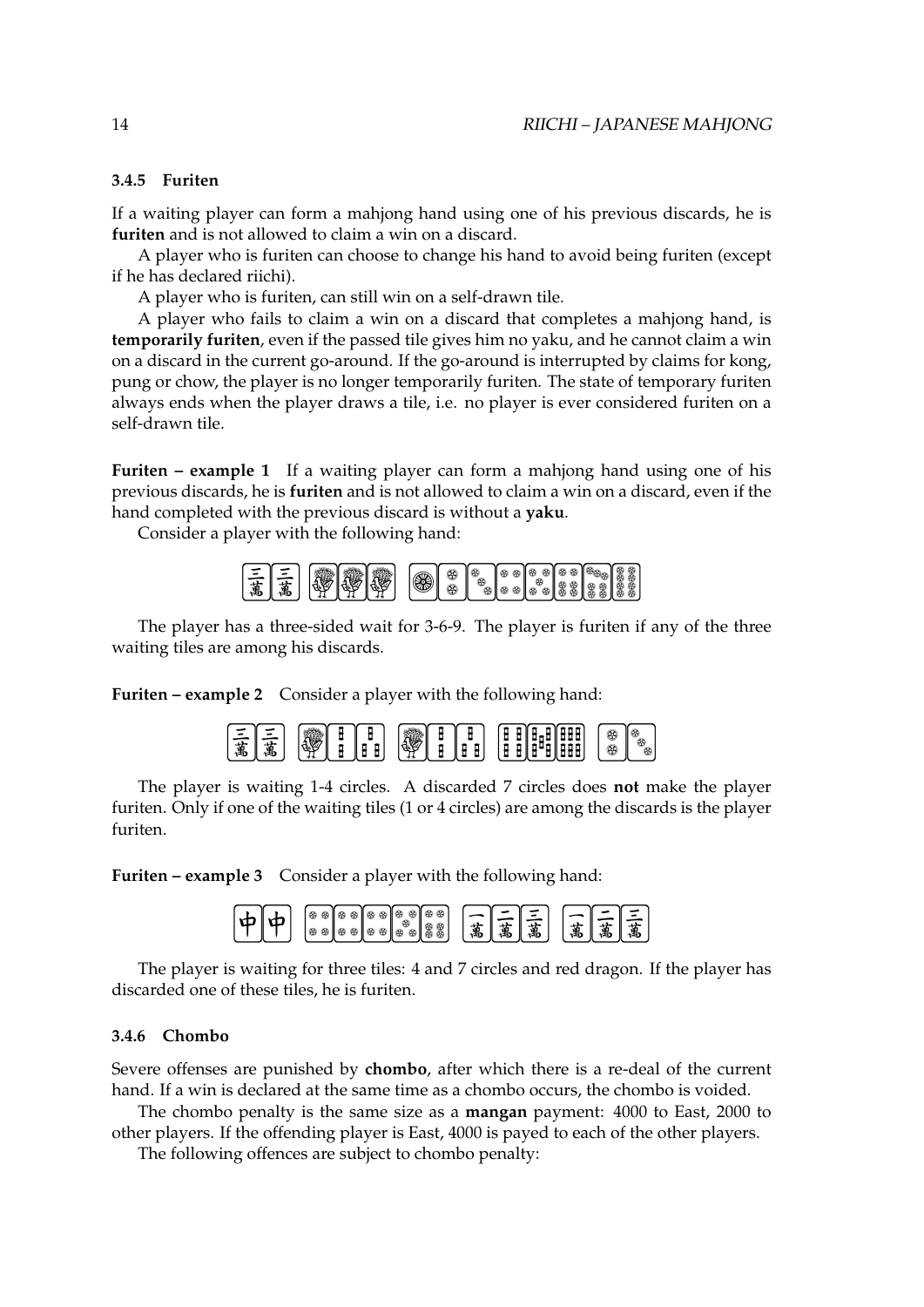### 3.4.5 Furiten

If a waiting player can form a mahjong hand using one of his previous discards, he is **furiten** and is not allowed to claim a win on a discard.

A player who is furiten can choose to change his hand to avoid being furiten (except if he has declared riichi).

A player who is furiten, can still win on a self-drawn tile.

A player who fails to claim a win on a discard that completes a mahjong hand, is **temporarily furiten**, even if the passed tile gives him no yaku, and he cannot claim a win on a discard in the current go-around. If the go-around is interrupted by claims for kong, pung or chow, the player is no longer temporarily furiten. The state of temporary furiten always ends when the player draws a tile, i.e. no player is ever considered furiten on a self-drawn tile.

**Furiten – example 1** If a waiting player can form a mahjong hand using one of his previous discards, he is **furiten** and is not allowed to claim a win on a discard, even if the hand completed with the previous discard is without a **yaku**.

Consider a player with the following hand:

The player has a three-sided wait for 3-6-9. The player is furiten if any of the three waiting tiles are among his discards.

**Furiten – example 2** Consider a player with the following hand:

The player is waiting 1-4 circles. A discarded 7 circles does **not** make the player furiten. Only if one of the waiting tiles (1 or 4 circles) are among the discards is the player furiten.

**Furiten – example 3** Consider a player with the following hand:

The player is waiting for three tiles: 4 and 7 circles and red dragon. If the player has discarded one of these tiles, he is furiten.

### 3.4.6 Chombo

Severe offenses are punished by **chombo**, after which there is a re-deal of the current hand. If a win is declared at the same time as a chombo occurs, the chombo is voided.

The chombo penalty is the same size as a **mangan** payment: 4000 to East, 2000 to other players. If the offending player is East, 4000 is payed to each of the other players.

The following offences are subject to chombo penalty: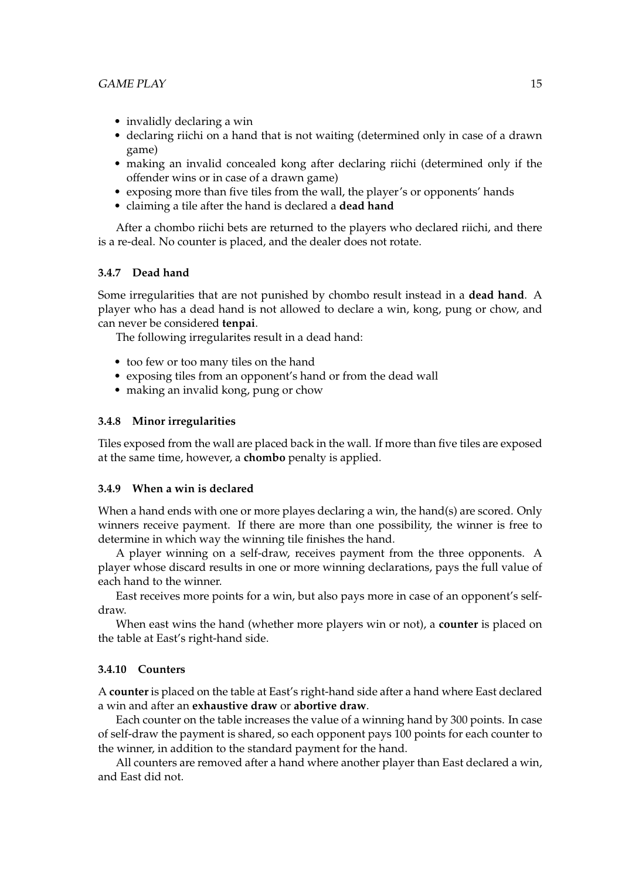- invalidly declaring a win
- declaring riichi on a hand that is not waiting (determined only in case of a drawn game)
- making an invalid concealed kong after declaring riichi (determined only if the offender wins or in case of a drawn game)
- exposing more than five tiles from the wall, the player's or opponents' hands
- claiming a tile after the hand is declared a **dead hand**

After a chombo riichi bets are returned to the players who declared riichi, and there is a re-deal. No counter is placed, and the dealer does not rotate.

### 3.4.7 Dead hand

Some irregularities that are not punished by chombo result instead in a **dead hand**. A player who has a dead hand is not allowed to declare a win, kong, pung or chow, and can never be considered **tenpai**.

The following irregularites result in a dead hand:

- too few or too many tiles on the hand
- exposing tiles from an opponent's hand or from the dead wall
- making an invalid kong, pung or chow

### 3.4.8 Minor irregularities

Tiles exposed from the wall are placed back in the wall. If more than five tiles are exposed at the same time, however, a **chombo** penalty is applied.

### 3.4.9 When a win is declared

When a hand ends with one or more playes declaring a win, the hand(s) are scored. Only winners receive payment. If there are more than one possibility, the winner is free to determine in which way the winning tile finishes the hand.

A player winning on a self-draw, receives payment from the three opponents. A player whose discard results in one or more winning declarations, pays the full value of each hand to the winner.

East receives more points for a win, but also pays more in case of an opponent's self-draw.

When east wins the hand (whether more players win or not), a **counter** is placed on the table at East's right-hand side.

### 3.4.10 Counters

A **counter** is placed on the table at East's right-hand side after a hand where East declared a win and after an **exhaustive draw** or **abortive draw**.

Each counter on the table increases the value of a winning hand by 300 points. In case of self-draw the payment is shared, so each opponent pays 100 points for each counter to the winner, in addition to the standard payment for the hand.

All counters are removed after a hand where another player than East declared a win, and East did not.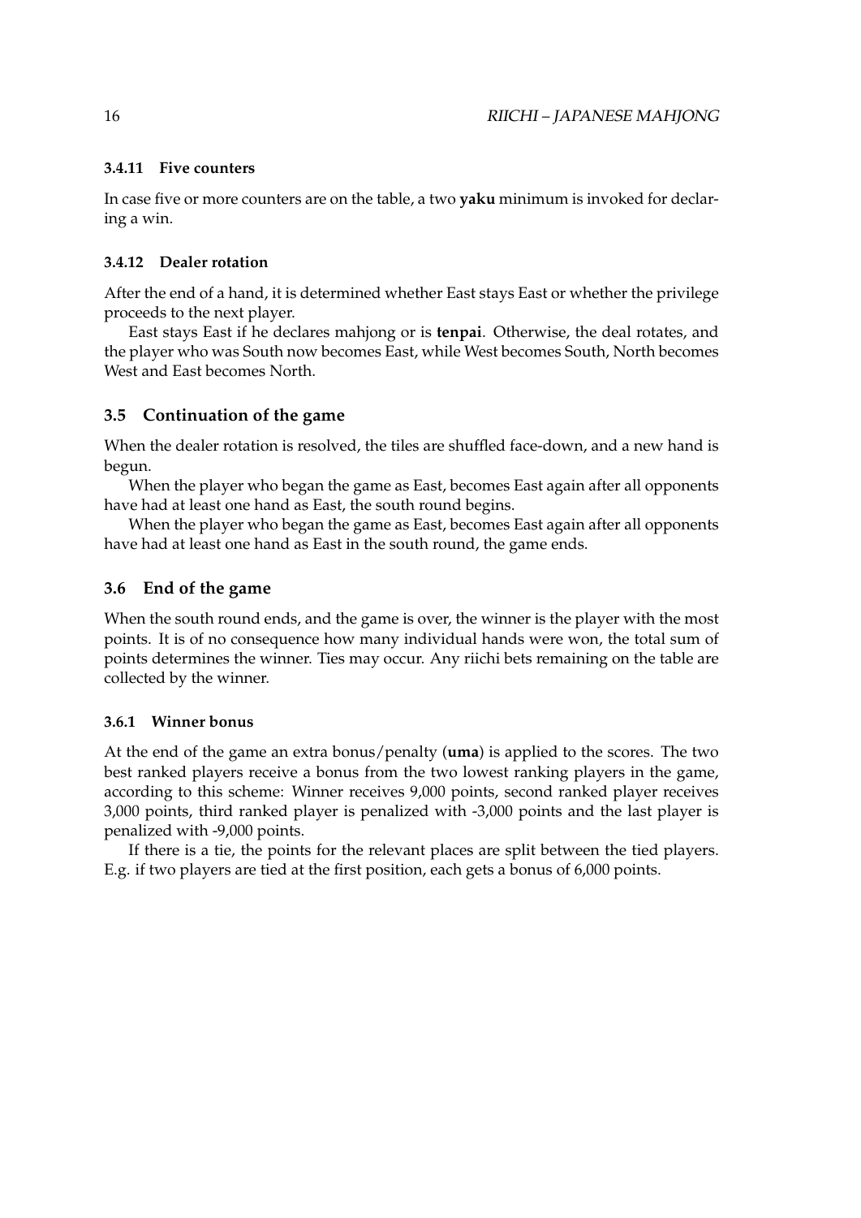#### 3.4.11 Five counters

In case five or more counters are on the table, a two **yaku** minimum is invoked for declaring a win.

#### 3.4.12 Dealer rotation

After the end of a hand, it is determined whether East stays East or whether the privilege proceeds to the next player.

East stays East if he declares mahjong or is **tenpai**. Otherwise, the deal rotates, and the player who was South now becomes East, while West becomes South, North becomes West and East becomes North.

### 3.5 Continuation of the game

When the dealer rotation is resolved, the tiles are shuffled face-down, and a new hand is begun.

When the player who began the game as East, becomes East again after all opponents have had at least one hand as East, the south round begins.

When the player who began the game as East, becomes East again after all opponents have had at least one hand as East in the south round, the game ends.

### 3.6 End of the game

When the south round ends, and the game is over, the winner is the player with the most points. It is of no consequence how many individual hands were won, the total sum of points determines the winner. Ties may occur. Any riichi bets remaining on the table are collected by the winner.

#### 3.6.1 Winner bonus

At the end of the game an extra bonus/penalty (**uma**) is applied to the scores. The two best ranked players receive a bonus from the two lowest ranking players in the game, according to this scheme: Winner receives 9,000 points, second ranked player receives 3,000 points, third ranked player is penalized with -3,000 points and the last player is penalized with -9,000 points.

If there is a tie, the points for the relevant places are split between the tied players. E.g. if two players are tied at the first position, each gets a bonus of 6,000 points.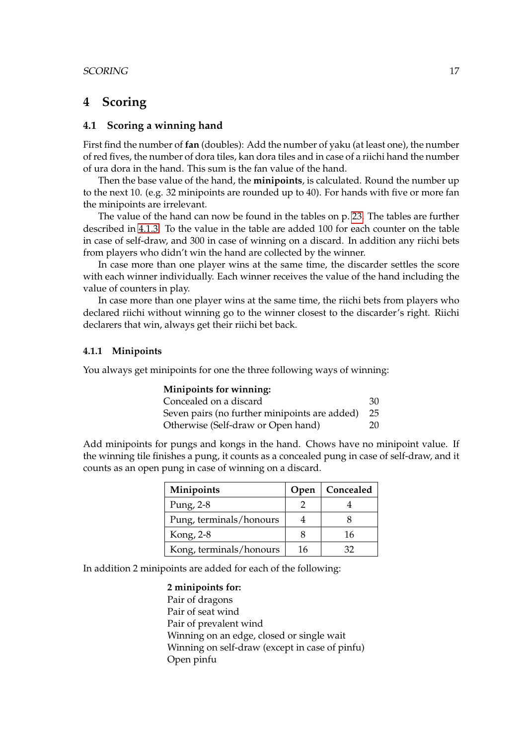# 4 Scoring

## 4.1 Scoring a winning hand

First find the number of **fan** (doubles): Add the number of yaku (at least one), the number of red fives, the number of dora tiles, kan dora tiles and in case of a riichi hand the number of ura dora in the hand. This sum is the fan value of the hand.

Then the base value of the hand, the **minipoints**, is calculated. Round the number up to the next 10. (e.g. 32 minipoints are rounded up to 40). For hands with five or more fan the minipoints are irrelevant.

The value of the hand can now be found in the tables on p. 23. The tables are further described in 4.1.3. To the value in the table are added 100 for each counter on the table in case of self-draw, and 300 in case of winning on a discard. In addition any riichi bets from players who didn't win the hand are collected by the winner.

In case more than one player wins at the same time, the discarder settles the score with each winner individually. Each winner receives the value of the hand including the value of counters in play.

In case more than one player wins at the same time, the riichi bets from players who declared riichi without winning go to the winner closest to the discarder's right. Riichi declarers that win, always get their riichi bet back.

### 4.1.1 Minipoints

You always get minipoints for one the three following ways of winning:

**Minipoints for winning:**

| | |
|---|---|
| Concealed on a discard | 30 |
| Seven pairs (no further minipoints are added) | 25 |
| Otherwise (Self-draw or Open hand) | 20 |

Add minipoints for pungs and kongs in the hand. Chows have no minipoint value. If the winning tile finishes a pung, it counts as a concealed pung in case of self-draw, and it counts as an open pung in case of winning on a discard.

| Minipoints | Open | Concealed |
|---|---|---|
| Pung, 2-8 | 2 | 4 |
| Pung, terminals/honours | 4 | 8 |
| Kong, 2-8 | 8 | 16 |
| Kong, terminals/honours | 16 | 32 |

In addition 2 minipoints are added for each of the following:

**2 minipoints for:**

Pair of dragons
Pair of seat wind
Pair of prevalent wind
Winning on an edge, closed or single wait
Winning on self-draw (except in case of pinfu)
Open pinfu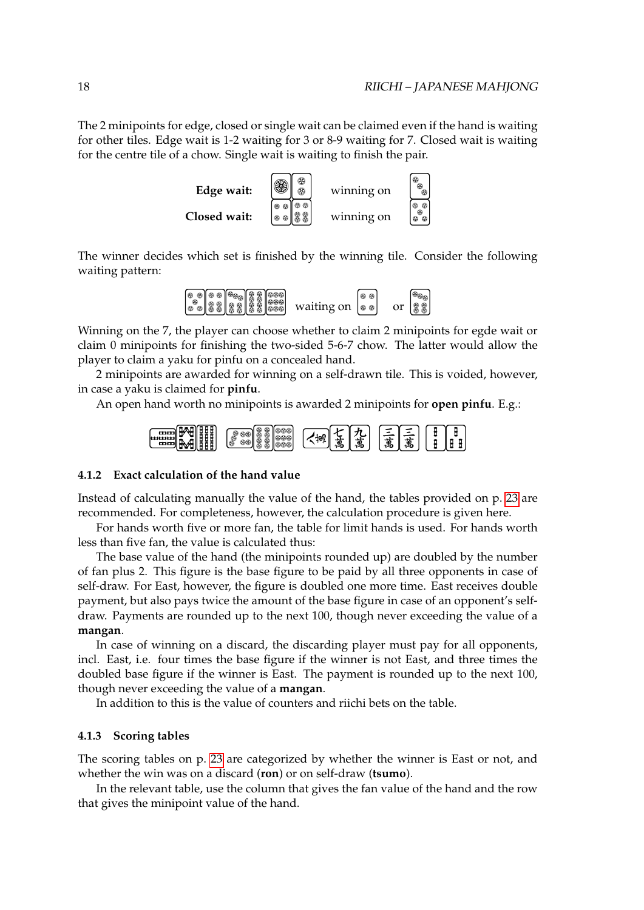The 2 minipoints for edge, closed or single wait can be claimed even if the hand is waiting for other tiles. Edge wait is 1-2 waiting for 3 or 8-9 waiting for 7. Closed wait is waiting for the centre tile of a chow. Single wait is waiting to finish the pair.

**Edge wait:** winning on

**Closed wait:** winning on

The winner decides which set is finished by the winning tile. Consider the following waiting pattern:

waiting on or

Winning on the 7, the player can choose whether to claim 2 minipoints for egde wait or claim 0 minipoints for finishing the two-sided 5-6-7 chow. The latter would allow the player to claim a yaku for pinfu on a concealed hand.

2 minipoints are awarded for winning on a self-drawn tile. This is voided, however, in case a yaku is claimed for **pinfu**.

An open hand worth no minipoints is awarded 2 minipoints for **open pinfu**. E.g.:

### 4.1.2 Exact calculation of the hand value

Instead of calculating manually the value of the hand, the tables provided on p. 23 are recommended. For completeness, however, the calculation procedure is given here.

For hands worth five or more fan, the table for limit hands is used. For hands worth less than five fan, the value is calculated thus:

The base value of the hand (the minipoints rounded up) are doubled by the number of fan plus 2. This figure is the base figure to be paid by all three opponents in case of self-draw. For East, however, the figure is doubled one more time. East receives double payment, but also pays twice the amount of the base figure in case of an opponent's self-draw. Payments are rounded up to the next 100, though never exceeding the value of a **mangan**.

In case of winning on a discard, the discarding player must pay for all opponents, incl. East, i.e. four times the base figure if the winner is not East, and three times the doubled base figure if the winner is East. The payment is rounded up to the next 100, though never exceeding the value of a **mangan**.

In addition to this is the value of counters and riichi bets on the table.

### 4.1.3 Scoring tables

The scoring tables on p. 23 are categorized by whether the winner is East or not, and whether the win was on a discard (**ron**) or on self-draw (**tsumo**).

In the relevant table, use the column that gives the fan value of the hand and the row that gives the minipoint value of the hand.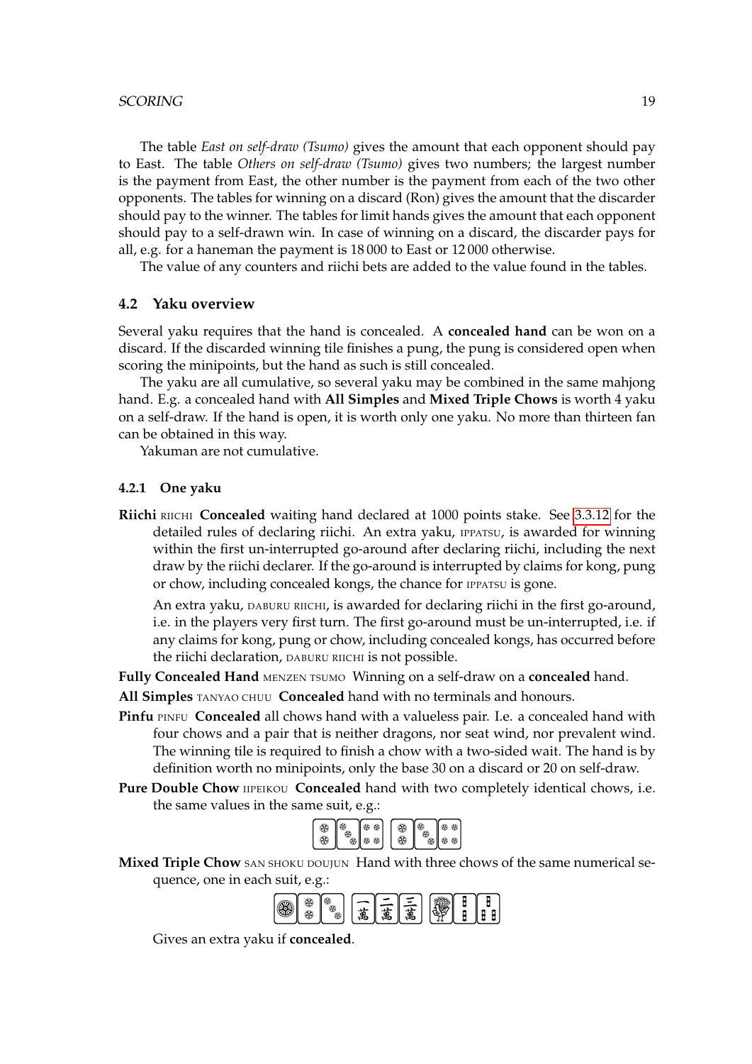The table *East on self-draw (Tsumo)* gives the amount that each opponent should pay to East. The table *Others on self-draw (Tsumo)* gives two numbers; the largest number is the payment from East, the other number is the payment from each of the two other opponents. The tables for winning on a discard (Ron) gives the amount that the discarder should pay to the winner. The tables for limit hands gives the amount that each opponent should pay to a self-drawn win. In case of winning on a discard, the discarder pays for all, e.g. for a haneman the payment is 18 000 to East or 12 000 otherwise.

The value of any counters and riichi bets are added to the value found in the tables.

## 4.2 Yaku overview

Several yaku requires that the hand is concealed. A **concealed hand** can be won on a discard. If the discarded winning tile finishes a pung, the pung is considered open when scoring the minipoints, but the hand as such is still concealed.

The yaku are all cumulative, so several yaku may be combined in the same mahjong hand. E.g. a concealed hand with **All Simples** and **Mixed Triple Chows** is worth 4 yaku on a self-draw. If the hand is open, it is worth only one yaku. No more than thirteen fan can be obtained in this way.

Yakuman are not cumulative.

### 4.2.1 One yaku

**Riichi** RIICHI **Concealed** waiting hand declared at 1000 points stake. See 3.3.12 for the detailed rules of declaring riichi. An extra yaku, IPPATSU, is awarded for winning within the first un-interrupted go-around after declaring riichi, including the next draw by the riichi declarer. If the go-around is interrupted by claims for kong, pung or chow, including concealed kongs, the chance for IPPATSU is gone.

An extra yaku, DABURU RIICHI, is awarded for declaring riichi in the first go-around, i.e. in the players very first turn. The first go-around must be un-interrupted, i.e. if any claims for kong, pung or chow, including concealed kongs, has occurred before the riichi declaration, DABURU RIICHI is not possible.

**Fully Concealed Hand** MENZEN TSUMO Winning on a self-draw on a **concealed** hand.

**All Simples** TANYAO CHUU **Concealed** hand with no terminals and honours.

**Pinfu** PINFU **Concealed** all chows hand with a valueless pair. I.e. a concealed hand with four chows and a pair that is neither dragons, nor seat wind, nor prevalent wind. The winning tile is required to finish a chow with a two-sided wait. The hand is by definition worth no minipoints, only the base 30 on a discard or 20 on self-draw.

**Pure Double Chow** IIPEIKOU **Concealed** hand with two completely identical chows, i.e. the same values in the same suit, e.g.:

**Mixed Triple Chow** SAN SHOKU DOUJUN Hand with three chows of the same numerical sequence, one in each suit, e.g.:

Gives an extra yaku if **concealed**.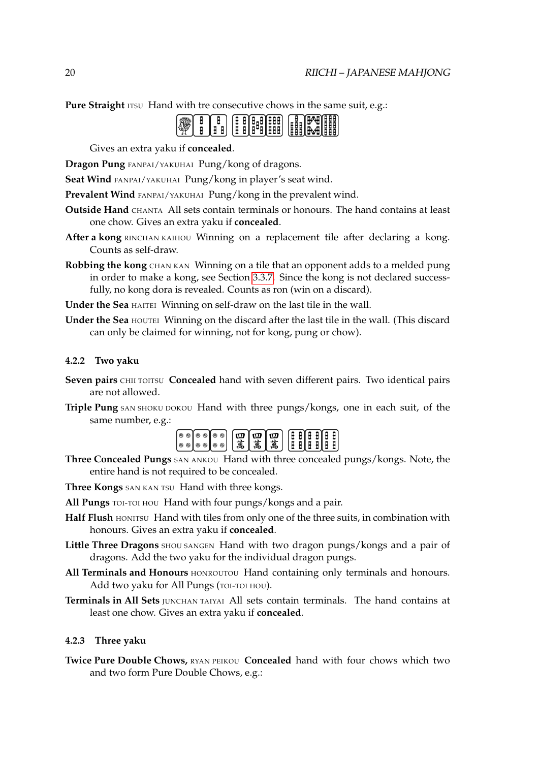**Pure Straight** ITSU Hand with tre consecutive chows in the same suit, e.g.:

Gives an extra yaku if **concealed**.

**Dragon Pung** FANPAI/YAKUHAI Pung/kong of dragons.

**Seat Wind** FANPAI/YAKUHAI Pung/kong in player's seat wind.

**Prevalent Wind** FANPAI/YAKUHAI Pung/kong in the prevalent wind.

**Outside Hand** CHANTA All sets contain terminals or honours. The hand contains at least one chow. Gives an extra yaku if **concealed**.

**After a kong** RINCHAN KAIHOU Winning on a replacement tile after declaring a kong. Counts as self-draw.

**Robbing the kong** CHAN KAN Winning on a tile that an opponent adds to a melded pung in order to make a kong, see Section 3.3.7. Since the kong is not declared successfully, no kong dora is revealed. Counts as ron (win on a discard).

**Under the Sea** HAITEI Winning on self-draw on the last tile in the wall.

**Under the Sea** HOUTEI Winning on the discard after the last tile in the wall. (This discard can only be claimed for winning, not for kong, pung or chow).

#### 4.2.2 Two yaku

**Seven pairs** CHII TOITSU **Concealed** hand with seven different pairs. Two identical pairs are not allowed.

**Triple Pung** SAN SHOKU DOKOU Hand with three pungs/kongs, one in each suit, of the same number, e.g.:

**Three Concealed Pungs** SAN ANKOU Hand with three concealed pungs/kongs. Note, the entire hand is not required to be concealed.

**Three Kongs** SAN KAN TSU Hand with three kongs.

**All Pungs** TOI-TOI HOU Hand with four pungs/kongs and a pair.

**Half Flush** HONITSU Hand with tiles from only one of the three suits, in combination with honours. Gives an extra yaku if **concealed**.

**Little Three Dragons** SHOU SANGEN Hand with two dragon pungs/kongs and a pair of dragons. Add the two yaku for the individual dragon pungs.

**All Terminals and Honours** HONROUTOU Hand containing only terminals and honours. Add two yaku for All Pungs (TOI-TOI HOU).

**Terminals in All Sets** JUNCHAN TAIYAI All sets contain terminals. The hand contains at least one chow. Gives an extra yaku if **concealed**.

#### 4.2.3 Three yaku

**Twice Pure Double Chows,** RYAN PEIKOU **Concealed** hand with four chows which two and two form Pure Double Chows, e.g.: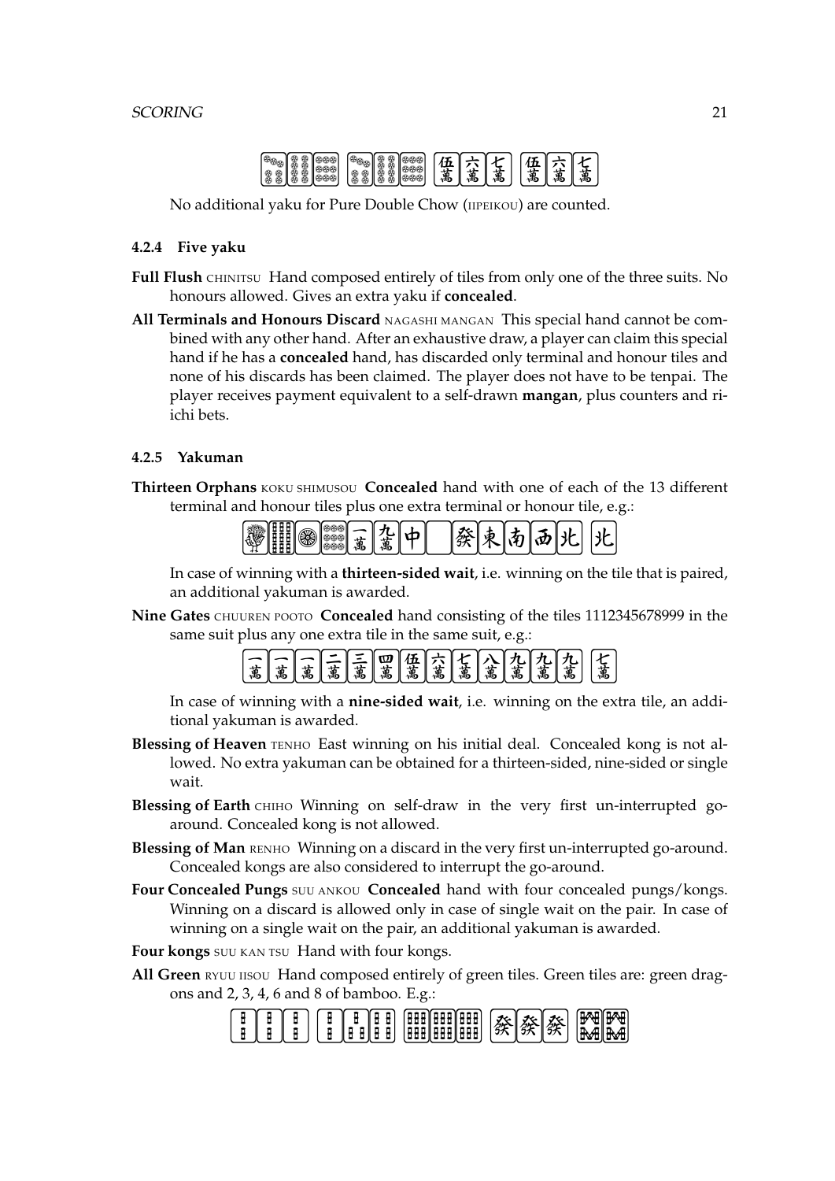No additional yaku for Pure Double Chow (IIPEIKOU) are counted.

#### 4.2.4 Five yaku

**Full Flush** CHINITSU Hand composed entirely of tiles from only one of the three suits. No honours allowed. Gives an extra yaku if **concealed**.

**All Terminals and Honours Discard** NAGASHI MANGAN This special hand cannot be combined with any other hand. After an exhaustive draw, a player can claim this special hand if he has a **concealed** hand, has discarded only terminal and honour tiles and none of his discards has been claimed. The player does not have to be tenpai. The player receives payment equivalent to a self-drawn **mangan**, plus counters and riichi bets.

#### 4.2.5 Yakuman

**Thirteen Orphans** KOKU SHIMUSOU **Concealed** hand with one of each of the 13 different terminal and honour tiles plus one extra terminal or honour tile, e.g.:

In case of winning with a **thirteen-sided wait**, i.e. winning on the tile that is paired, an additional yakuman is awarded.

**Nine Gates** CHUUREN POOTO **Concealed** hand consisting of the tiles 1112345678999 in the same suit plus any one extra tile in the same suit, e.g.:

In case of winning with a **nine-sided wait**, i.e. winning on the extra tile, an additional yakuman is awarded.

**Blessing of Heaven** TENHO East winning on his initial deal. Concealed kong is not allowed. No extra yakuman can be obtained for a thirteen-sided, nine-sided or single wait.

**Blessing of Earth** CHIHO Winning on self-draw in the very first un-interrupted go-around. Concealed kong is not allowed.

**Blessing of Man** RENHO Winning on a discard in the very first un-interrupted go-around. Concealed kongs are also considered to interrupt the go-around.

**Four Concealed Pungs** SUU ANKOU **Concealed** hand with four concealed pungs/kongs. Winning on a discard is allowed only in case of single wait on the pair. In case of winning on a single wait on the pair, an additional yakuman is awarded.

**Four kongs** SUU KAN TSU Hand with four kongs.

**All Green** RYUU IISOU Hand composed entirely of green tiles. Green tiles are: green dragons and 2, 3, 4, 6 and 8 of bamboo. E.g.: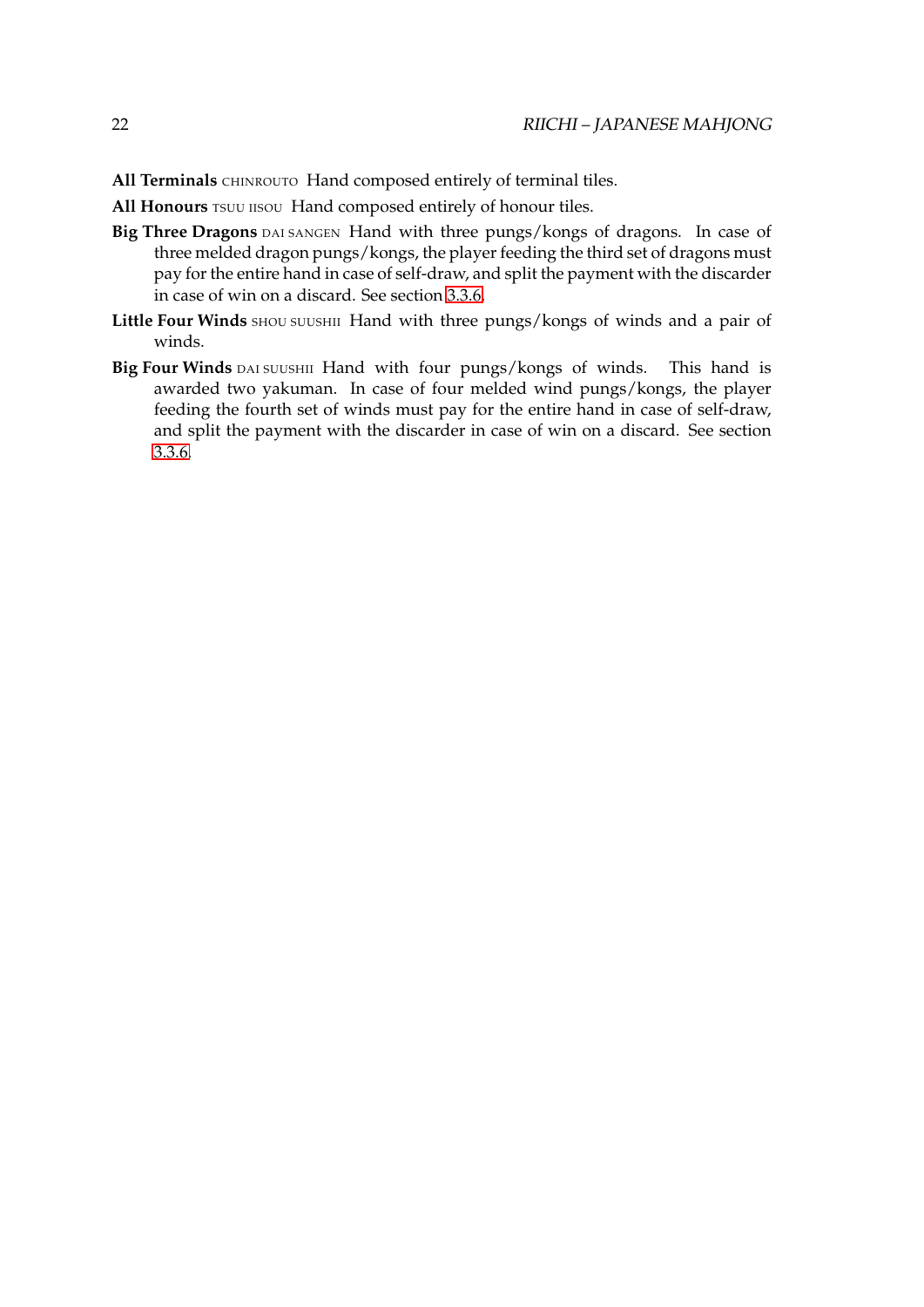**All Terminals** CHINROUTO Hand composed entirely of terminal tiles.

**All Honours** TSUU IISOU Hand composed entirely of honour tiles.

**Big Three Dragons** DAI SANGEN Hand with three pungs/kongs of dragons. In case of three melded dragon pungs/kongs, the player feeding the third set of dragons must pay for the entire hand in case of self-draw, and split the payment with the discarder in case of win on a discard. See section 3.3.6.

**Little Four Winds** SHOU SUUSHII Hand with three pungs/kongs of winds and a pair of winds.

**Big Four Winds** DAI SUUSHII Hand with four pungs/kongs of winds. This hand is awarded two yakuman. In case of four melded wind pungs/kongs, the player feeding the fourth set of winds must pay for the entire hand in case of self-draw, and split the payment with the discarder in case of win on a discard. See section 3.3.6.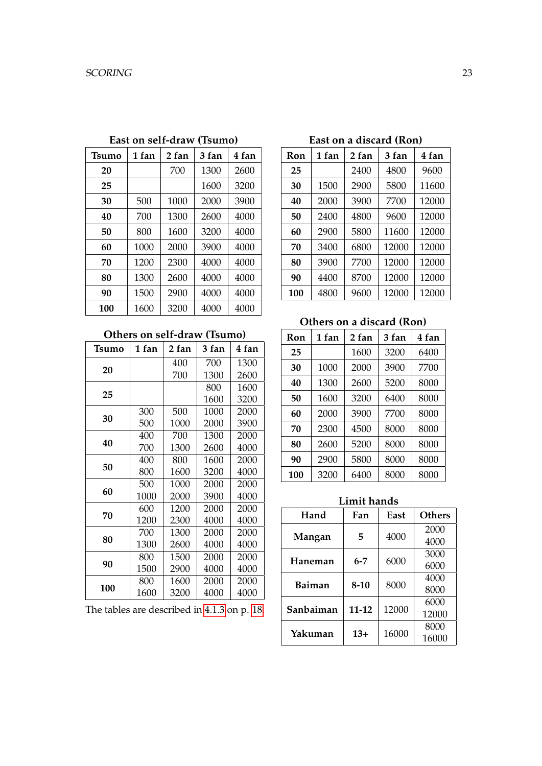**East on self-draw (Tsumo)**

| Tsumo | 1 fan | 2 fan | 3 fan | 4 fan |
|---|---|---|---|---|
| **20** | | 700 | 1300 | 2600 |
| **25** | | | 1600 | 3200 |
| **30** | 500 | 1000 | 2000 | 3900 |
| **40** | 700 | 1300 | 2600 | 4000 |
| **50** | 800 | 1600 | 3200 | 4000 |
| **60** | 1000 | 2000 | 3900 | 4000 |
| **70** | 1200 | 2300 | 4000 | 4000 |
| **80** | 1300 | 2600 | 4000 | 4000 |
| **90** | 1500 | 2900 | 4000 | 4000 |
| **100** | 1600 | 3200 | 4000 | 4000 |

**Others on self-draw (Tsumo)**

| Tsumo | 1 fan | 2 fan | 3 fan | 4 fan |
|---|---|---|---|---|
| **20** | | 400<br>700 | 700<br>1300 | 1300<br>2600 |
| **25** | | | 800<br>1600 | 1600<br>3200 |
| **30** | 300<br>500 | 500<br>1000 | 1000<br>2000 | 2000<br>3900 |
| **40** | 400<br>700 | 700<br>1300 | 1300<br>2600 | 2000<br>4000 |
| **50** | 400<br>800 | 800<br>1600 | 1600<br>3200 | 2000<br>4000 |
| **60** | 500<br>1000 | 1000<br>2000 | 2000<br>3900 | 2000<br>4000 |
| **70** | 600<br>1200 | 1200<br>2300 | 2000<br>4000 | 2000<br>4000 |
| **80** | 700<br>1300 | 1300<br>2600 | 2000<br>4000 | 2000<br>4000 |
| **90** | 800<br>1500 | 1500<br>2900 | 2000<br>4000 | 2000<br>4000 |
| **100** | 800<br>1600 | 1600<br>3200 | 2000<br>4000 | 2000<br>4000 |

The tables are described in 4.1.3 on p. 18.

**East on a discard (Ron)**

| Ron | 1 fan | 2 fan | 3 fan | 4 fan |
|---|---|---|---|---|
| **25** | | 2400 | 4800 | 9600 |
| **30** | 1500 | 2900 | 5800 | 11600 |
| **40** | 2000 | 3900 | 7700 | 12000 |
| **50** | 2400 | 4800 | 9600 | 12000 |
| **60** | 2900 | 5800 | 11600 | 12000 |
| **70** | 3400 | 6800 | 12000 | 12000 |
| **80** | 3900 | 7700 | 12000 | 12000 |
| **90** | 4400 | 8700 | 12000 | 12000 |
| **100** | 4800 | 9600 | 12000 | 12000 |

**Others on a discard (Ron)**

| Ron | 1 fan | 2 fan | 3 fan | 4 fan |
|---|---|---|---|---|
| **25** | | 1600 | 3200 | 6400 |
| **30** | 1000 | 2000 | 3900 | 7700 |
| **40** | 1300 | 2600 | 5200 | 8000 |
| **50** | 1600 | 3200 | 6400 | 8000 |
| **60** | 2000 | 3900 | 7700 | 8000 |
| **70** | 2300 | 4500 | 8000 | 8000 |
| **80** | 2600 | 5200 | 8000 | 8000 |
| **90** | 2900 | 5800 | 8000 | 8000 |
| **100** | 3200 | 6400 | 8000 | 8000 |

**Limit hands**

| Hand | Fan | East | Others |
|---|---|---|---|
| **Mangan** | **5** | 4000 | 2000<br>4000 |
| **Haneman** | **6-7** | 6000 | 3000<br>6000 |
| **Baiman** | **8-10** | 8000 | 4000<br>8000 |
| **Sanbaiman** | **11-12** | 12000 | 6000<br>12000 |
| **Yakuman** | **13+** | 16000 | 8000<br>16000 |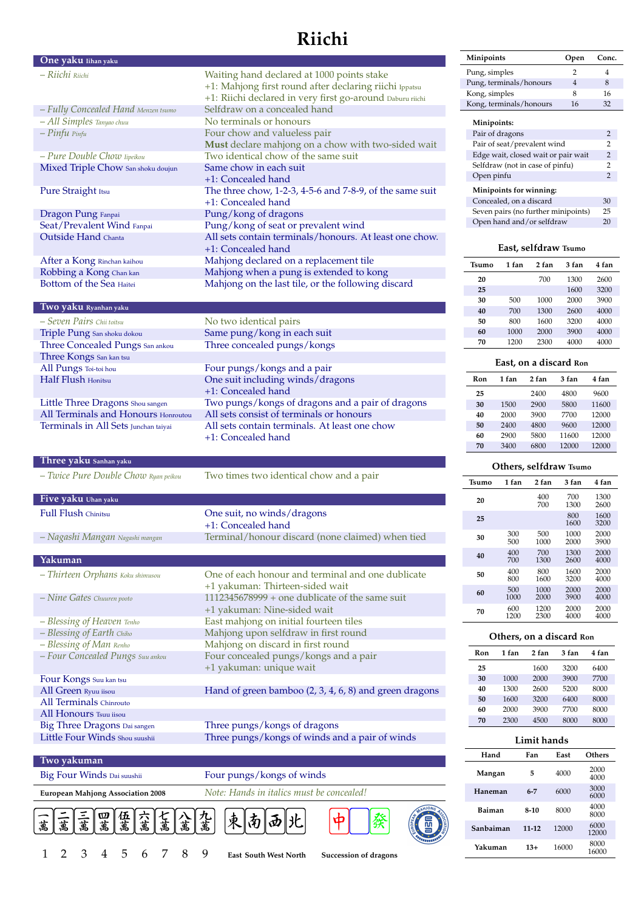# Riichi

| One yaku *Iihan yaku* | |
|---|---|
| – *Riichi* *Riichi* | Waiting hand declared at 1000 points stake<br>+1: Mahjong first round after declaring riichi *Ippatsu*<br>+1: Riichi declared in very first go-around *Daburu riichi* |
| – *Fully Concealed Hand* *Menzen tsumo* | Selfdraw on a concealed hand |
| – *All Simples* *Tanyao chuu* | No terminals or honours |
| – *Pinfu* *Pinfu* | Four chow and valueless pair<br>**Must** declare mahjong on a chow with two-sided wait |
| – *Pure Double Chow* *Iipeikou* | Two identical chow of the same suit |
| Mixed Triple Chow *San shoku doujun* | Same chow in each suit<br>+1: Concealed hand |
| Pure Straight *Itsu* | The three chow, 1-2-3, 4-5-6 and 7-8-9, of the same suit<br>+1: Concealed hand |
| Dragon Pung *Fanpai* | Pung/kong of dragons |
| Seat/Prevalent Wind *Fanpai* | Pung/kong of seat or prevalent wind |
| Outside Hand *Chanta* | All sets contain terminals/honours. At least one chow.<br>+1: Concealed hand |
| After a Kong *Rinchan kaihou* | Mahjong declared on a replacement tile |
| Robbing a Kong *Chan kan* | Mahjong when a pung is extended to kong |
| Bottom of the Sea *Haitei* | Mahjong on the last tile, or the following discard |

| Two yaku *Ryanhan yaku* | |
|---|---|
| – *Seven Pairs* *Chii toitsu* | No two identical pairs |
| Triple Pung *San shoku dokou* | Same pung/kong in each suit |
| Three Concealed Pungs *San ankou* | Three concealed pungs/kongs |
| Three Kongs *San kan tsu* | |
| All Pungs *Toi-toi hou* | Four pungs/kongs and a pair |
| Half Flush *Honitsu* | One suit including winds/dragons<br>+1: Concealed hand |
| Little Three Dragons *Shou sangen* | Two pungs/kongs of dragons and a pair of dragons |
| All Terminals and Honours *Honroutou* | All sets consist of terminals or honours |
| Terminals in All Sets *Junchan taiyai* | All sets contain terminals. At least one chow<br>+1: Concealed hand |

| Three yaku *Sanhan yaku* | |
|---|---|
| – *Twice Pure Double Chow* *Ryan peikou* | Two times two identical chow and a pair |

| Five yaku *Uhan yaku* | |
|---|---|
| Full Flush *Chinitsu* | One suit, no winds/dragons<br>+1: Concealed hand |
| – *Nagashi Mangan* *Nagashi mangan* | Terminal/honour discard (none claimed) when tied |

| Yakuman | |
|---|---|
| – *Thirteen Orphans* *Koku shimusou* | One of each honour and terminal and one dublicate<br>+1 yakuman: Thirteen-sided wait |
| – *Nine Gates* *Chuuren pooto* | 1112345678999 + one dublicate of the same suit<br>+1 yakuman: Nine-sided wait |
| – *Blessing of Heaven* *Tenho* | East mahjong on initial fourteen tiles |
| – *Blessing of Earth* *Chiho* | Mahjong upon selfdraw in first round |
| – *Blessing of Man* *Renho* | Mahjong on discard in first round |
| – *Four Concealed Pungs* *Suu ankou* | Four concealed pungs/kongs and a pair<br>+1 yakuman: unique wait |
| Four Kongs *Suu kan tsu* | |
| All Green *Ryuu iisou* | Hand of green bamboo (2, 3, 4, 6, 8) and green dragons |
| All Terminals *Chinrouto* | |
| All Honours *Tsuu iisou* | |
| Big Three Dragons *Dai sangen* | Three pungs/kongs of dragons |
| Little Four Winds *Shou suushii* | Three pungs/kongs of winds and a pair of winds |

| Two yakuman | |
|---|---|
| Big Four Winds *Dai suushii* | Four pungs/kongs of winds |

**European Mahjong Association 2008** — *Note: Hands in italics must be concealed!*

1 2 3 4 5 6 7 8 9 — East South West North — Succession of dragons

| Minipoints | Open | Conc. |
|---|---|---|
| Pung, simples | 2 | 4 |
| Pung, terminals/honours | 4 | 8 |
| Kong, simples | 8 | 16 |
| Kong, terminals/honours | 16 | 32 |

| Minipoints: | |
|---|---|
| Pair of dragons | 2 |
| Pair of seat/prevalent wind | 2 |
| Edge wait, closed wait or pair wait | 2 |
| Selfdraw (not in case of pinfu) | 2 |
| Open pinfu | 2 |

| Minipoints for winning: | |
|---|---|
| Concealed, on a discard | 30 |
| Seven pairs (no further minipoints) | 25 |
| Open hand and/or selfdraw | 20 |

### East, selfdraw *Tsumo*

| Tsumo | 1 fan | 2 fan | 3 fan | 4 fan |
|---|---|---|---|---|
| 20 | | 700 | 1300 | 2600 |
| 25 | | | 1600 | 3200 |
| 30 | 500 | 1000 | 2000 | 3900 |
| 40 | 700 | 1300 | 2600 | 4000 |
| 50 | 800 | 1600 | 3200 | 4000 |
| 60 | 1000 | 2000 | 3900 | 4000 |
| 70 | 1200 | 2300 | 4000 | 4000 |

### East, on a discard *Ron*

| Ron | 1 fan | 2 fan | 3 fan | 4 fan |
|---|---|---|---|---|
| 25 | | 2400 | 4800 | 9600 |
| 30 | 1500 | 2900 | 5800 | 11600 |
| 40 | 2000 | 3900 | 7700 | 12000 |
| 50 | 2400 | 4800 | 9600 | 12000 |
| 60 | 2900 | 5800 | 11600 | 12000 |
| 70 | 3400 | 6800 | 12000 | 12000 |

### Others, selfdraw *Tsumo*

| Tsumo | 1 fan | 2 fan | 3 fan | 4 fan |
|---|---|---|---|---|
| 20 | | 400<br>700 | 700<br>1300 | 1300<br>2600 |
| 25 | | | 800<br>1600 | 1600<br>3200 |
| 30 | 300<br>500 | 500<br>1000 | 1000<br>2000 | 2000<br>3900 |
| 40 | 400<br>700 | 700<br>1300 | 1300<br>2600 | 2000<br>4000 |
| 50 | 400<br>800 | 800<br>1600 | 1600<br>3200 | 2000<br>4000 |
| 60 | 500<br>1000 | 1000<br>2000 | 2000<br>3900 | 2000<br>4000 |
| 70 | 600<br>1200 | 1200<br>2300 | 2000<br>4000 | 2000<br>4000 |

### Others, on a discard *Ron*

| Ron | 1 fan | 2 fan | 3 fan | 4 fan |
|---|---|---|---|---|
| 25 | | 1600 | 3200 | 6400 |
| 30 | 1000 | 2000 | 3900 | 7700 |
| 40 | 1300 | 2600 | 5200 | 8000 |
| 50 | 1600 | 3200 | 6400 | 8000 |
| 60 | 2000 | 3900 | 7700 | 8000 |
| 70 | 2300 | 4500 | 8000 | 8000 |

### Limit hands

| Hand | Fan | East | Others |
|---|---|---|---|
| Mangan | 5 | 4000 | 2000<br>4000 |
| Haneman | 6-7 | 6000 | 3000<br>6000 |
| Baiman | 8-10 | 8000 | 4000<br>8000 |
| Sanbaiman | 11-12 | 12000 | 6000<br>12000 |
| Yakuman | 13+ | 16000 | 8000<br>16000 |